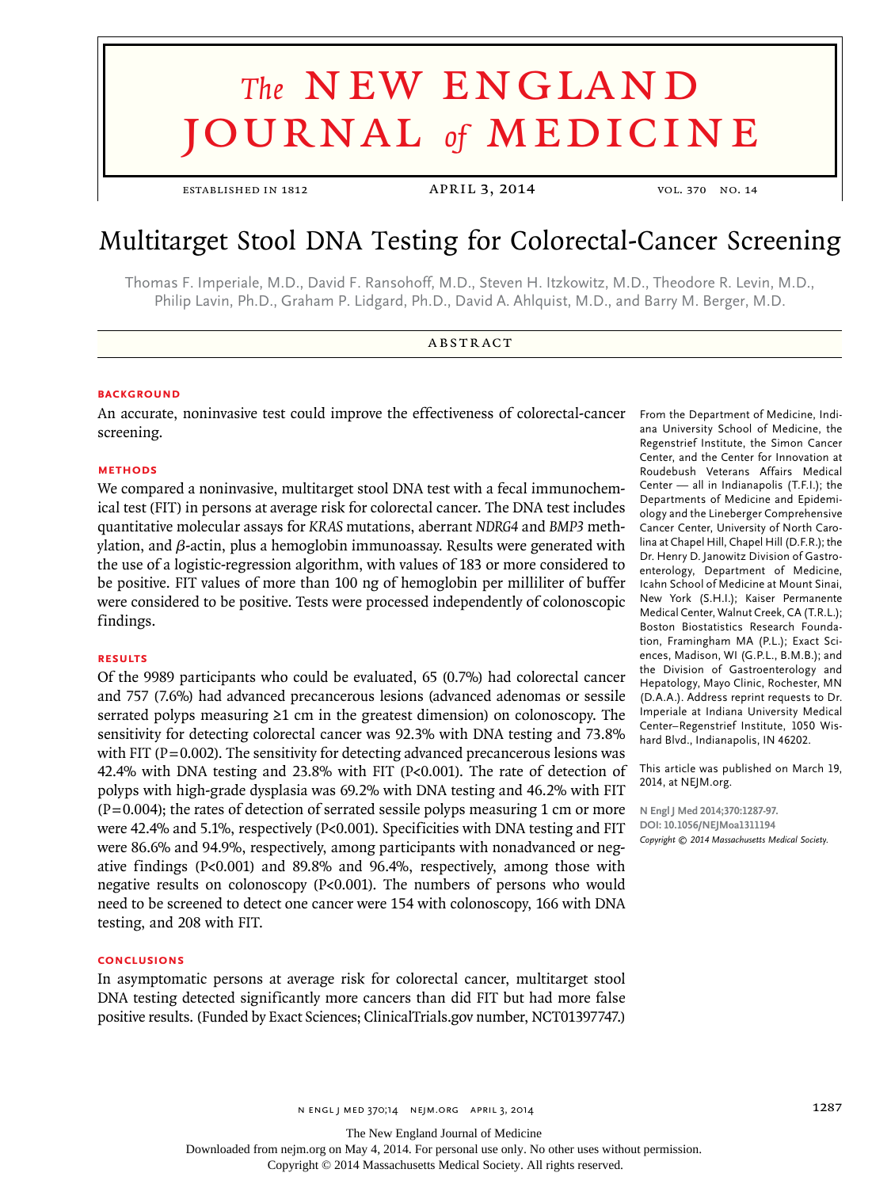# Multitarget Stool DNA Testing for Colorectal-Cancer Screening

Thomas F. Imperiale, M.D., David F. Ransohoff, M.D., Steven H. Itzkowitz, M.D., Theodore R. Levin, M.D., Philip Lavin, Ph.D., Graham P. Lidgard, Ph.D., David A. Ahlquist, M.D., and Barry M. Berger, M.D.

## ABSTRACT

### BACKGROUND

An accurate, noninvasive test could improve the effectiveness of colorectal-cancer screening.

### METHODS

We compared a noninvasive, multitarget stool DNA test with a fecal immunochemical test (FIT) in persons at average risk for colorectal cancer. The DNA test includes quantitative molecular assays for *KRAS* mutations, aberrant *NDRG4* and *BMP3* methylation, and $\beta$-actin, plus a hemoglobin immunoassay. Results were generated with the use of a logistic-regression algorithm, with values of 183 or more considered to be positive. FIT values of more than 100 ng of hemoglobin per milliliter of buffer were considered to be positive. Tests were processed independently of colonoscopic findings.

### RESULTS

Of the 9989 participants who could be evaluated, 65 (0.7%) had colorectal cancer and 757 (7.6%) had advanced precancerous lesions (advanced adenomas or sessile serrated polyps measuring ≥1 cm in the greatest dimension) on colonoscopy. The sensitivity for detecting colorectal cancer was 92.3% with DNA testing and 73.8% with FIT (P=0.002). The sensitivity for detecting advanced precancerous lesions was 42.4% with DNA testing and 23.8% with FIT (P<0.001). The rate of detection of polyps with high-grade dysplasia was 69.2% with DNA testing and 46.2% with FIT (P=0.004); the rates of detection of serrated sessile polyps measuring 1 cm or more were 42.4% and 5.1%, respectively (P<0.001). Specificities with DNA testing and FIT were 86.6% and 94.9%, respectively, among participants with nonadvanced or negative findings (P<0.001) and 89.8% and 96.4%, respectively, among those with negative results on colonoscopy (P<0.001). The numbers of persons who would need to be screened to detect one cancer were 154 with colonoscopy, 166 with DNA testing, and 208 with FIT.

### CONCLUSIONS

In asymptomatic persons at average risk for colorectal cancer, multitarget stool DNA testing detected significantly more cancers than did FIT but had more false positive results. (Funded by Exact Sciences; ClinicalTrials.gov number, NCT01397747.)

From the Department of Medicine, Indiana University School of Medicine, the Regenstrief Institute, the Simon Cancer Center, and the Center for Innovation at Roudebush Veterans Affairs Medical Center — all in Indianapolis (T.F.I.); the Departments of Medicine and Epidemiology and the Lineberger Comprehensive Cancer Center, University of North Carolina at Chapel Hill, Chapel Hill (D.F.R.); the Dr. Henry D. Janowitz Division of Gastroenterology, Department of Medicine, Icahn School of Medicine at Mount Sinai, New York (S.H.I.); Kaiser Permanente Medical Center, Walnut Creek, CA (T.R.L.); Boston Biostatistics Research Foundation, Framingham MA (P.L.); Exact Sciences, Madison, WI (G.P.L., B.M.B.); and the Division of Gastroenterology and Hepatology, Mayo Clinic, Rochester, MN (D.A.A.). Address reprint requests to Dr. Imperiale at Indiana University Medical Center–Regenstrief Institute, 1050 Wishard Blvd., Indianapolis, IN 46202.

This article was published on March 19, 2014, at NEJM.org.

N Engl J Med 2014;370:1287-97.
DOI: 10.1056/NEJMoa1311194
*Copyright © 2014 Massachusetts Medical Society.*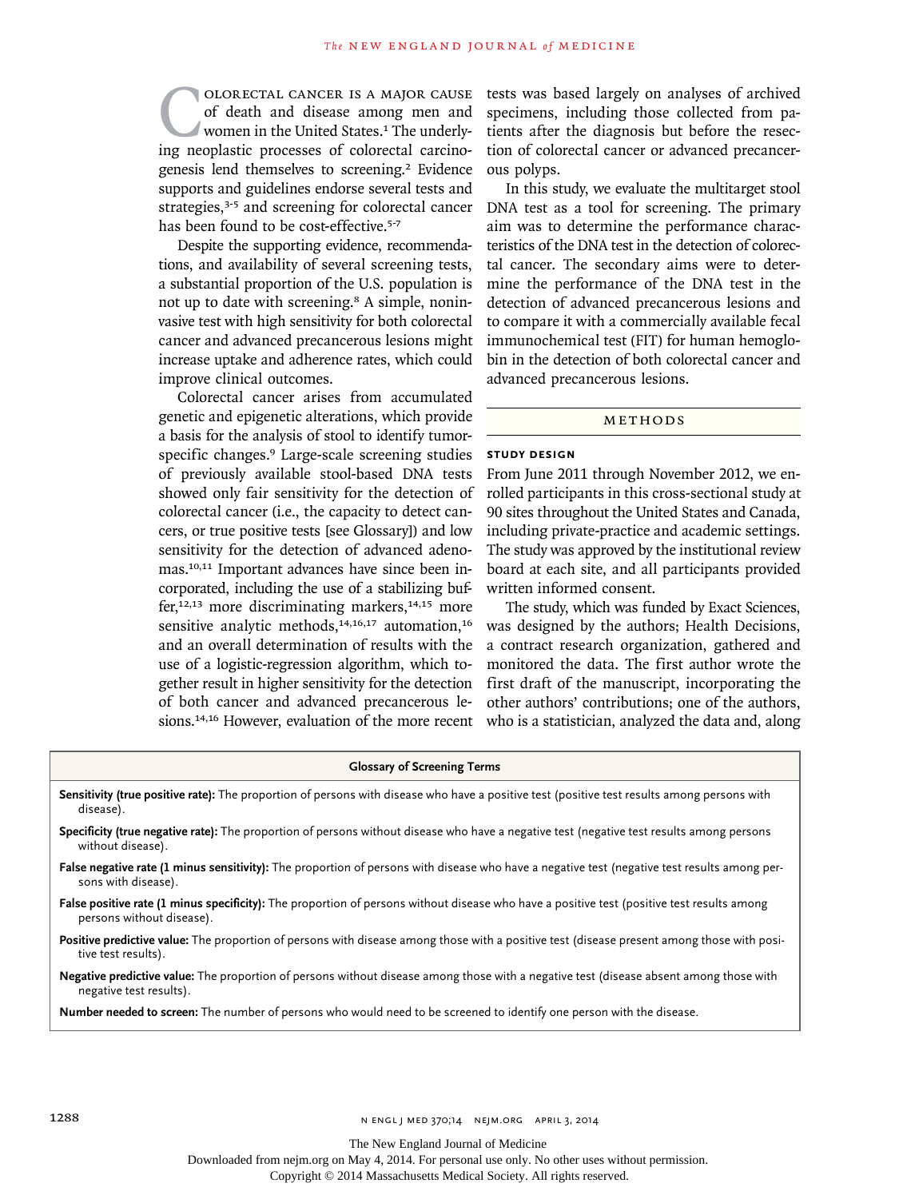Colorectal cancer is a major cause of death and disease among men and women in the United States.[1] The underlying neoplastic processes of colorectal carcinogenesis lend themselves to screening.[2] Evidence supports and guidelines endorse several tests and strategies,[3-5] and screening for colorectal cancer has been found to be cost-effective.[5-7]

Despite the supporting evidence, recommendations, and availability of several screening tests, a substantial proportion of the U.S. population is not up to date with screening.[8] A simple, noninvasive test with high sensitivity for both colorectal cancer and advanced precancerous lesions might increase uptake and adherence rates, which could improve clinical outcomes.

Colorectal cancer arises from accumulated genetic and epigenetic alterations, which provide a basis for the analysis of stool to identify tumor-specific changes.[9] Large-scale screening studies of previously available stool-based DNA tests showed only fair sensitivity for the detection of colorectal cancer (i.e., the capacity to detect cancers, or true positive tests [see Glossary]) and low sensitivity for the detection of advanced adenomas.[10,11] Important advances have since been incorporated, including the use of a stabilizing buffer,[12,13] more discriminating markers,[14,15] more sensitive analytic methods,[14,16,17] automation,[16] and an overall determination of results with the use of a logistic-regression algorithm, which together result in higher sensitivity for the detection of both cancer and advanced precancerous lesions.[14,16] However, evaluation of the more recent tests was based largely on analyses of archived specimens, including those collected from patients after the diagnosis but before the resection of colorectal cancer or advanced precancerous polyps.

In this study, we evaluate the multitarget stool DNA test as a tool for screening. The primary aim was to determine the performance characteristics of the DNA test in the detection of colorectal cancer. The secondary aims were to determine the performance of the DNA test in the detection of advanced precancerous lesions and to compare it with a commercially available fecal immunochemical test (FIT) for human hemoglobin in the detection of both colorectal cancer and advanced precancerous lesions.

## Methods

### Study Design

From June 2011 through November 2012, we enrolled participants in this cross-sectional study at 90 sites throughout the United States and Canada, including private-practice and academic settings. The study was approved by the institutional review board at each site, and all participants provided written informed consent.

The study, which was funded by Exact Sciences, was designed by the authors; Health Decisions, a contract research organization, gathered and monitored the data. The first author wrote the first draft of the manuscript, incorporating the other authors' contributions; one of the authors, who is a statistician, analyzed the data and, along

**Glossary of Screening Terms**

**Sensitivity (true positive rate):** The proportion of persons with disease who have a positive test (positive test results among persons with disease).

**Specificity (true negative rate):** The proportion of persons without disease who have a negative test (negative test results among persons without disease).

**False negative rate (1 minus sensitivity):** The proportion of persons with disease who have a negative test (negative test results among persons with disease).

**False positive rate (1 minus specificity):** The proportion of persons without disease who have a positive test (positive test results among persons without disease).

**Positive predictive value:** The proportion of persons with disease among those with a positive test (disease present among those with positive test results).

**Negative predictive value:** The proportion of persons without disease among those with a negative test (disease absent among those with negative test results).

**Number needed to screen:** The number of persons who would need to be screened to identify one person with the disease.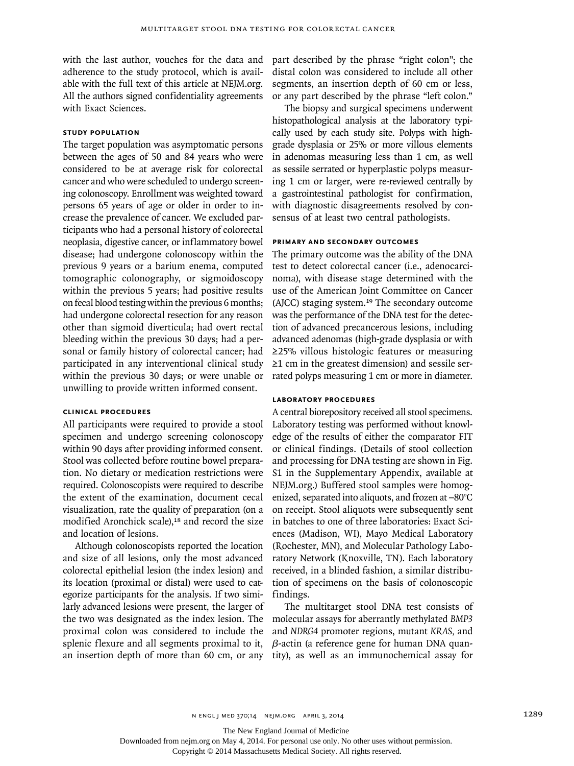with the last author, vouches for the data and adherence to the study protocol, which is available with the full text of this article at NEJM.org. All the authors signed confidentiality agreements with Exact Sciences.

### Study Population

The target population was asymptomatic persons between the ages of 50 and 84 years who were considered to be at average risk for colorectal cancer and who were scheduled to undergo screening colonoscopy. Enrollment was weighted toward persons 65 years of age or older in order to increase the prevalence of cancer. We excluded participants who had a personal history of colorectal neoplasia, digestive cancer, or inflammatory bowel disease; had undergone colonoscopy within the previous 9 years or a barium enema, computed tomographic colonography, or sigmoidoscopy within the previous 5 years; had positive results on fecal blood testing within the previous 6 months; had undergone colorectal resection for any reason other than sigmoid diverticula; had overt rectal bleeding within the previous 30 days; had a personal or family history of colorectal cancer; had participated in any interventional clinical study within the previous 30 days; or were unable or unwilling to provide written informed consent.

### Clinical Procedures

All participants were required to provide a stool specimen and undergo screening colonoscopy within 90 days after providing informed consent. Stool was collected before routine bowel preparation. No dietary or medication restrictions were required. Colonoscopists were required to describe the extent of the examination, document cecal visualization, rate the quality of preparation (on a modified Aronchick scale),[18] and record the size and location of lesions.

Although colonoscopists reported the location and size of all lesions, only the most advanced colorectal epithelial lesion (the index lesion) and its location (proximal or distal) were used to categorize participants for the analysis. If two similarly advanced lesions were present, the larger of the two was designated as the index lesion. The proximal colon was considered to include the splenic flexure and all segments proximal to it, an insertion depth of more than 60 cm, or any part described by the phrase "right colon"; the distal colon was considered to include all other segments, an insertion depth of 60 cm or less, or any part described by the phrase "left colon."

The biopsy and surgical specimens underwent histopathological analysis at the laboratory typically used by each study site. Polyps with high-grade dysplasia or 25% or more villous elements in adenomas measuring less than 1 cm, as well as sessile serrated or hyperplastic polyps measuring 1 cm or larger, were re-reviewed centrally by a gastrointestinal pathologist for confirmation, with diagnostic disagreements resolved by consensus of at least two central pathologists.

### Primary and Secondary Outcomes

The primary outcome was the ability of the DNA test to detect colorectal cancer (i.e., adenocarcinoma), with disease stage determined with the use of the American Joint Committee on Cancer (AJCC) staging system.[19] The secondary outcome was the performance of the DNA test for the detection of advanced precancerous lesions, including advanced adenomas (high-grade dysplasia or with ≥25% villous histologic features or measuring ≥1 cm in the greatest dimension) and sessile serrated polyps measuring 1 cm or more in diameter.

### Laboratory Procedures

A central biorepository received all stool specimens. Laboratory testing was performed without knowledge of the results of either the comparator FIT or clinical findings. (Details of stool collection and processing for DNA testing are shown in Fig. S1 in the Supplementary Appendix, available at NEJM.org.) Buffered stool samples were homogenized, separated into aliquots, and frozen at −80°C on receipt. Stool aliquots were subsequently sent in batches to one of three laboratories: Exact Sciences (Madison, WI), Mayo Medical Laboratory (Rochester, MN), and Molecular Pathology Laboratory Network (Knoxville, TN). Each laboratory received, in a blinded fashion, a similar distribution of specimens on the basis of colonoscopic findings.

The multitarget stool DNA test consists of molecular assays for aberrantly methylated *BMP3* and *NDRG4* promoter regions, mutant *KRAS*, and $\beta$-actin (a reference gene for human DNA quantity), as well as an immunochemical assay for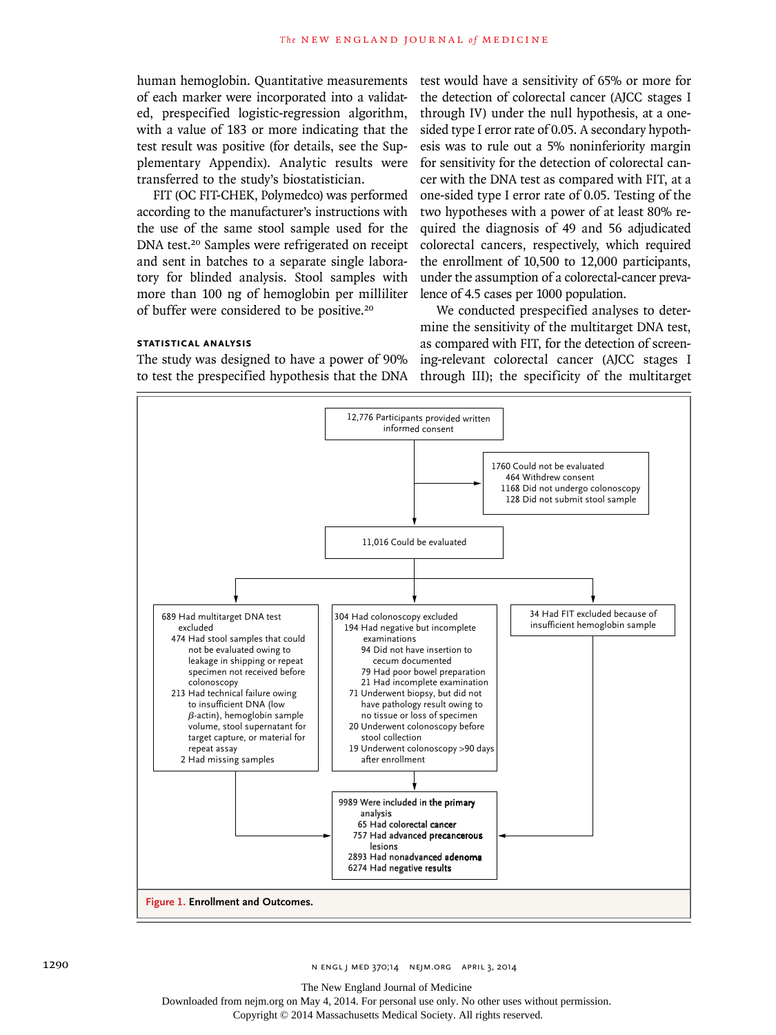human hemoglobin. Quantitative measurements of each marker were incorporated into a validated, prespecified logistic-regression algorithm, with a value of 183 or more indicating that the test result was positive (for details, see the Supplementary Appendix). Analytic results were transferred to the study's biostatistician.

FIT (OC FIT-CHEK, Polymedco) was performed according to the manufacturer's instructions with the use of the same stool sample used for the DNA test.[20] Samples were refrigerated on receipt and sent in batches to a separate single laboratory for blinded analysis. Stool samples with more than 100 ng of hemoglobin per milliliter of buffer were considered to be positive.[20]

### STATISTICAL ANALYSIS

The study was designed to have a power of 90% to test the prespecified hypothesis that the DNA test would have a sensitivity of 65% or more for the detection of colorectal cancer (AJCC stages I through IV) under the null hypothesis, at a one-sided type I error rate of 0.05. A secondary hypothesis was to rule out a 5% noninferiority margin for sensitivity for the detection of colorectal cancer with the DNA test as compared with FIT, at a one-sided type I error rate of 0.05. Testing of the two hypotheses with a power of at least 80% required the diagnosis of 49 and 56 adjudicated colorectal cancers, respectively, which required the enrollment of 10,500 to 12,000 participants, under the assumption of a colorectal-cancer prevalence of 4.5 cases per 1000 population.

We conducted prespecified analyses to determine the sensitivity of the multitarget DNA test, as compared with FIT, for the detection of screening-relevant colorectal cancer (AJCC stages I through III); the specificity of the multitarget

12,776 Participants provided written informed consent

1760 Could not be evaluated
- 464 Withdrew consent
- 1168 Did not undergo colonoscopy
- 128 Did not submit stool sample

11,016 Could be evaluated

689 Had multitarget DNA test excluded
- 474 Had stool samples that could not be evaluated owing to leakage in shipping or repeat specimen not received before colonoscopy
- 213 Had technical failure owing to insufficient DNA (low $\beta$-actin), hemoglobin sample volume, stool supernatant for target capture, or material for repeat assay
- 2 Had missing samples

304 Had colonoscopy excluded
- 194 Had negative but incomplete examinations
  - 94 Did not have insertion to cecum documented
  - 79 Had poor bowel preparation
  - 21 Had incomplete examination
- 71 Underwent biopsy, but did not have pathology result owing to no tissue or loss of specimen
- 20 Underwent colonoscopy before stool collection
- 19 Underwent colonoscopy >90 days after enrollment

34 Had FIT excluded because of insufficient hemoglobin sample

9989 Were included in the primary analysis
- 65 Had colorectal cancer
- 757 Had advanced precancerous lesions
- 2893 Had nonadvanced adenoma
- 6274 Had negative results

**Figure 1. Enrollment and Outcomes.**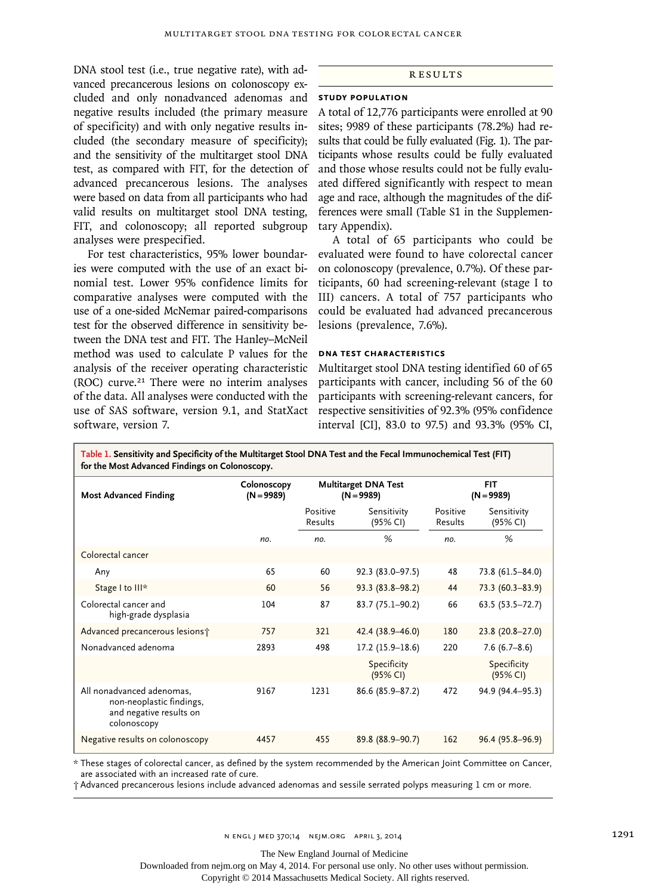DNA stool test (i.e., true negative rate), with advanced precancerous lesions on colonoscopy excluded and only nonadvanced adenomas and negative results included (the primary measure of specificity) and with only negative results included (the secondary measure of specificity); and the sensitivity of the multitarget stool DNA test, as compared with FIT, for the detection of advanced precancerous lesions. The analyses were based on data from all participants who had valid results on multitarget stool DNA testing, FIT, and colonoscopy; all reported subgroup analyses were prespecified.

For test characteristics, 95% lower boundaries were computed with the use of an exact binomial test. Lower 95% confidence limits for comparative analyses were computed with the use of a one-sided McNemar paired-comparisons test for the observed difference in sensitivity between the DNA test and FIT. The Hanley–McNeil method was used to calculate P values for the analysis of the receiver operating characteristic (ROC) curve.[21] There were no interim analyses of the data. All analyses were conducted with the use of SAS software, version 9.1, and StatXact software, version 7.

## RESULTS

### STUDY POPULATION

A total of 12,776 participants were enrolled at 90 sites; 9989 of these participants (78.2%) had results that could be fully evaluated (Fig. 1). The participants whose results could be fully evaluated and those whose results could not be fully evaluated differed significantly with respect to mean age and race, although the magnitudes of the differences were small (Table S1 in the Supplementary Appendix).

A total of 65 participants who could be evaluated were found to have colorectal cancer on colonoscopy (prevalence, 0.7%). Of these participants, 60 had screening-relevant (stage I to III) cancers. A total of 757 participants who could be evaluated had advanced precancerous lesions (prevalence, 7.6%).

### DNA TEST CHARACTERISTICS

Multitarget stool DNA testing identified 60 of 65 participants with cancer, including 56 of the 60 participants with screening-relevant cancers, for respective sensitivities of 92.3% (95% confidence interval [CI], 83.0 to 97.5) and 93.3% (95% CI,

**Table 1. Sensitivity and Specificity of the Multitarget Stool DNA Test and the Fecal Immunochemical Test (FIT) for the Most Advanced Findings on Colonoscopy.**

| Most Advanced Finding | Colonoscopy (N = 9989) | Multitarget DNA Test (N = 9989) | | FIT (N = 9989) | |
|---|---|---|---|---|---|
| | | Positive Results | Sensitivity (95% CI) | Positive Results | Sensitivity (95% CI) |
| | *no.* | *no.* | % | *no.* | % |
| Colorectal cancer | | | | | |
| Any | 65 | 60 | 92.3 (83.0–97.5) | 48 | 73.8 (61.5–84.0) |
| Stage I to III* | 60 | 56 | 93.3 (83.8–98.2) | 44 | 73.3 (60.3–83.9) |
| Colorectal cancer and high-grade dysplasia | 104 | 87 | 83.7 (75.1–90.2) | 66 | 63.5 (53.5–72.7) |
| Advanced precancerous lesions† | 757 | 321 | 42.4 (38.9–46.0) | 180 | 23.8 (20.8–27.0) |
| Nonadvanced adenoma | 2893 | 498 | 17.2 (15.9–18.6) | 220 | 7.6 (6.7–8.6) |
| | | | Specificity (95% CI) | | Specificity (95% CI) |
| All nonadvanced adenomas, non-neoplastic findings, and negative results on colonoscopy | 9167 | 1231 | 86.6 (85.9–87.2) | 472 | 94.9 (94.4–95.3) |
| Negative results on colonoscopy | 4457 | 455 | 89.8 (88.9–90.7) | 162 | 96.4 (95.8–96.9) |

\* These stages of colorectal cancer, as defined by the system recommended by the American Joint Committee on Cancer, are associated with an increased rate of cure.

† Advanced precancerous lesions include advanced adenomas and sessile serrated polyps measuring 1 cm or more.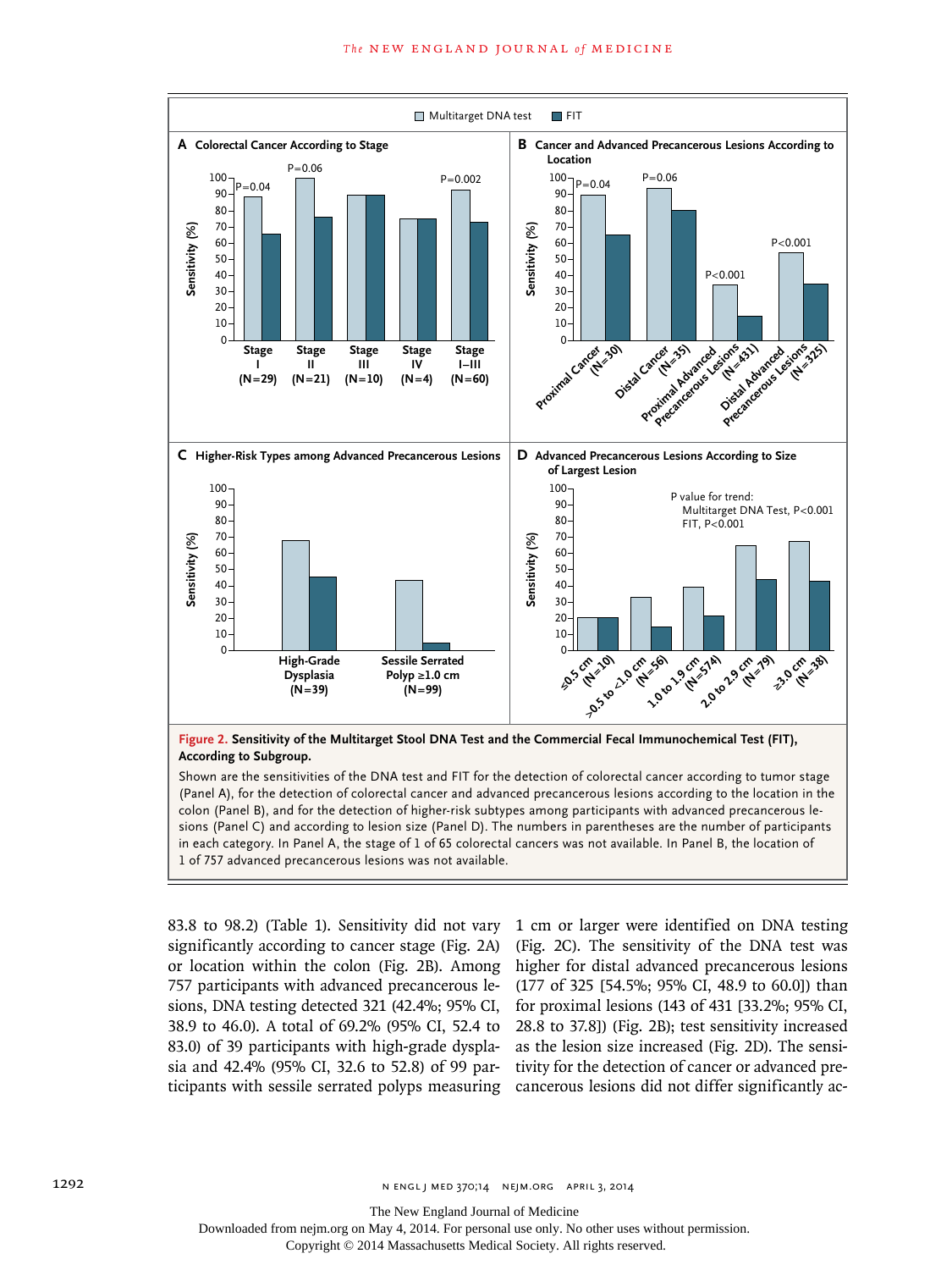**Figure 2. Sensitivity of the Multitarget Stool DNA Test and the Commercial Fecal Immunochemical Test (FIT), According to Subgroup.**

Shown are the sensitivities of the DNA test and FIT for the detection of colorectal cancer according to tumor stage (Panel A), for the detection of colorectal cancer and advanced precancerous lesions according to the location in the colon (Panel B), and for the detection of higher-risk subtypes among participants with advanced precancerous lesions (Panel C) and according to lesion size (Panel D). The numbers in parentheses are the number of participants in each category. In Panel A, the stage of 1 of 65 colorectal cancers was not available. In Panel B, the location of 1 of 757 advanced precancerous lesions was not available.

83.8 to 98.2) (Table 1). Sensitivity did not vary significantly according to cancer stage (Fig. 2A) or location within the colon (Fig. 2B). Among 757 participants with advanced precancerous lesions, DNA testing detected 321 (42.4%; 95% CI, 38.9 to 46.0). A total of 69.2% (95% CI, 52.4 to 83.0) of 39 participants with high-grade dysplasia and 42.4% (95% CI, 32.6 to 52.8) of 99 participants with sessile serrated polyps measuring 1 cm or larger were identified on DNA testing (Fig. 2C). The sensitivity of the DNA test was higher for distal advanced precancerous lesions (177 of 325 [54.5%; 95% CI, 48.9 to 60.0]) than for proximal lesions (143 of 431 [33.2%; 95% CI, 28.8 to 37.8]) (Fig. 2B); test sensitivity increased as the lesion size increased (Fig. 2D). The sensitivity for the detection of cancer or advanced precancerous lesions did not differ significantly ac-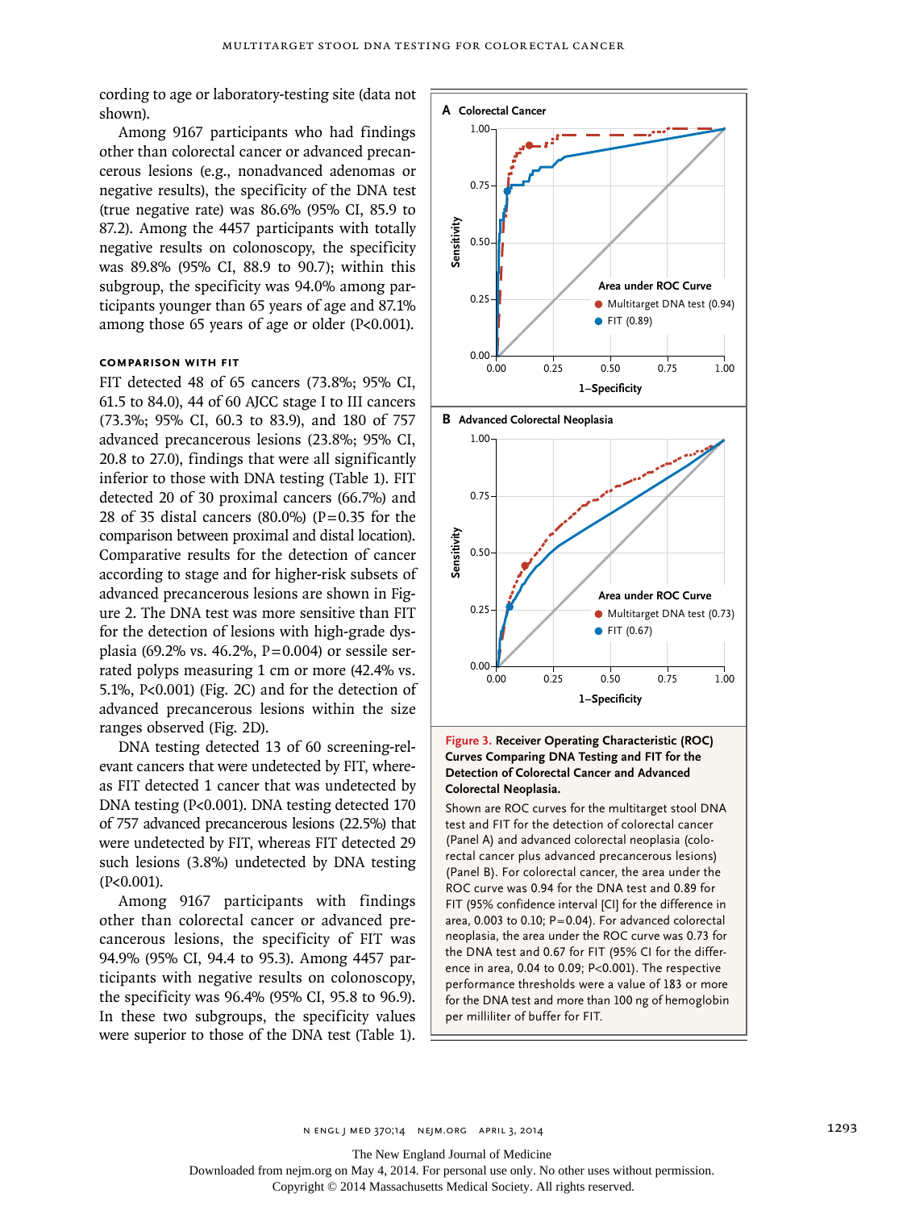cording to age or laboratory-testing site (data not shown).

Among 9167 participants who had findings other than colorectal cancer or advanced precancerous lesions (e.g., nonadvanced adenomas or negative results), the specificity of the DNA test (true negative rate) was 86.6% (95% CI, 85.9 to 87.2). Among the 4457 participants with totally negative results on colonoscopy, the specificity was 89.8% (95% CI, 88.9 to 90.7); within this subgroup, the specificity was 94.0% among participants younger than 65 years of age and 87.1% among those 65 years of age or older (P<0.001).

### Comparison with FIT

FIT detected 48 of 65 cancers (73.8%; 95% CI, 61.5 to 84.0), 44 of 60 AJCC stage I to III cancers (73.3%; 95% CI, 60.3 to 83.9), and 180 of 757 advanced precancerous lesions (23.8%; 95% CI, 20.8 to 27.0), findings that were all significantly inferior to those with DNA testing (Table 1). FIT detected 20 of 30 proximal cancers (66.7%) and 28 of 35 distal cancers (80.0%) (P=0.35 for the comparison between proximal and distal location). Comparative results for the detection of cancer according to stage and for higher-risk subsets of advanced precancerous lesions are shown in Figure 2. The DNA test was more sensitive than FIT for the detection of lesions with high-grade dysplasia (69.2% vs. 46.2%, P=0.004) or sessile serrated polyps measuring 1 cm or more (42.4% vs. 5.1%, P<0.001) (Fig. 2C) and for the detection of advanced precancerous lesions within the size ranges observed (Fig. 2D).

DNA testing detected 13 of 60 screening-relevant cancers that were undetected by FIT, whereas FIT detected 1 cancer that was undetected by DNA testing (P<0.001). DNA testing detected 170 of 757 advanced precancerous lesions (22.5%) that were undetected by FIT, whereas FIT detected 29 such lesions (3.8%) undetected by DNA testing (P<0.001).

Among 9167 participants with findings other than colorectal cancer or advanced precancerous lesions, the specificity of FIT was 94.9% (95% CI, 94.4 to 95.3). Among 4457 participants with negative results on colonoscopy, the specificity was 96.4% (95% CI, 95.8 to 96.9). In these two subgroups, the specificity values were superior to those of the DNA test (Table 1).

**Figure 3. Receiver Operating Characteristic (ROC) Curves Comparing DNA Testing and FIT for the Detection of Colorectal Cancer and Advanced Colorectal Neoplasia.**

Shown are ROC curves for the multitarget stool DNA test and FIT for the detection of colorectal cancer (Panel A) and advanced colorectal neoplasia (colorectal cancer plus advanced precancerous lesions) (Panel B). For colorectal cancer, the area under the ROC curve was 0.94 for the DNA test and 0.89 for FIT (95% confidence interval [CI] for the difference in area, 0.003 to 0.10; P=0.04). For advanced colorectal neoplasia, the area under the ROC curve was 0.73 for the DNA test and 0.67 for FIT (95% CI for the difference in area, 0.04 to 0.09; P<0.001). The respective performance thresholds were a value of 183 or more for the DNA test and more than 100 ng of hemoglobin per milliliter of buffer for FIT.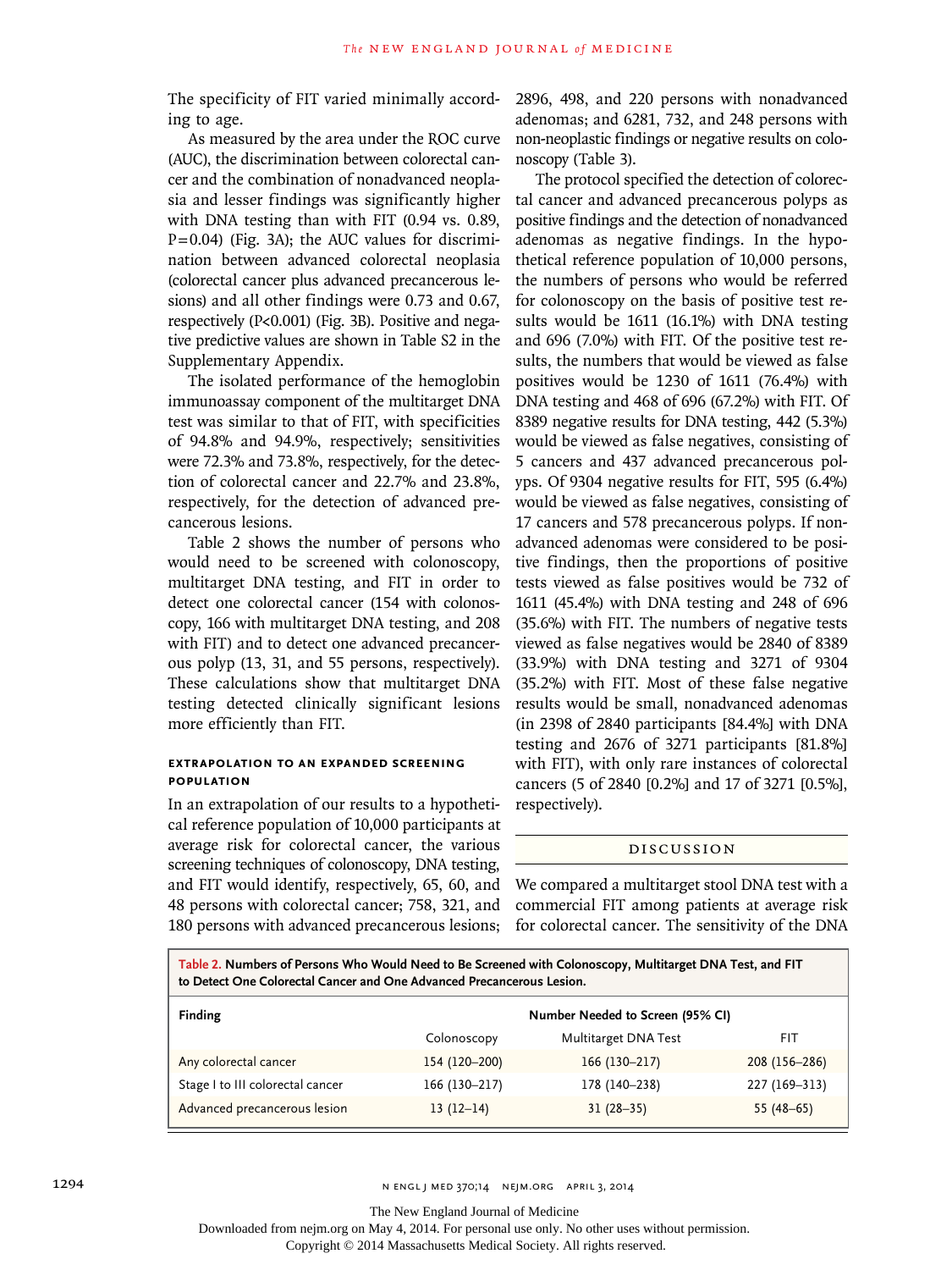The specificity of FIT varied minimally according to age.

As measured by the area under the ROC curve (AUC), the discrimination between colorectal cancer and the combination of nonadvanced neoplasia and lesser findings was significantly higher with DNA testing than with FIT (0.94 vs. 0.89, $P=0.04$) (Fig. 3A); the AUC values for discrimination between advanced colorectal neoplasia (colorectal cancer plus advanced precancerous lesions) and all other findings were 0.73 and 0.67, respectively ($P<0.001$) (Fig. 3B). Positive and negative predictive values are shown in Table S2 in the Supplementary Appendix.

The isolated performance of the hemoglobin immunoassay component of the multitarget DNA test was similar to that of FIT, with specificities of 94.8% and 94.9%, respectively; sensitivities were 72.3% and 73.8%, respectively, for the detection of colorectal cancer and 22.7% and 23.8%, respectively, for the detection of advanced precancerous lesions.

Table 2 shows the number of persons who would need to be screened with colonoscopy, multitarget DNA testing, and FIT in order to detect one colorectal cancer (154 with colonoscopy, 166 with multitarget DNA testing, and 208 with FIT) and to detect one advanced precancerous polyp (13, 31, and 55 persons, respectively). These calculations show that multitarget DNA testing detected clinically significant lesions more efficiently than FIT.

### EXTRAPOLATION TO AN EXPANDED SCREENING POPULATION

In an extrapolation of our results to a hypothetical reference population of 10,000 participants at average risk for colorectal cancer, the various screening techniques of colonoscopy, DNA testing, and FIT would identify, respectively, 65, 60, and 48 persons with colorectal cancer; 758, 321, and 180 persons with advanced precancerous lesions; 2896, 498, and 220 persons with nonadvanced adenomas; and 6281, 732, and 248 persons with non-neoplastic findings or negative results on colonoscopy (Table 3).

The protocol specified the detection of colorectal cancer and advanced precancerous polyps as positive findings and the detection of nonadvanced adenomas as negative findings. In the hypothetical reference population of 10,000 persons, the numbers of persons who would be referred for colonoscopy on the basis of positive test results would be 1611 (16.1%) with DNA testing and 696 (7.0%) with FIT. Of the positive test results, the numbers that would be viewed as false positives would be 1230 of 1611 (76.4%) with DNA testing and 468 of 696 (67.2%) with FIT. Of 8389 negative results for DNA testing, 442 (5.3%) would be viewed as false negatives, consisting of 5 cancers and 437 advanced precancerous polyps. Of 9304 negative results for FIT, 595 (6.4%) would be viewed as false negatives, consisting of 17 cancers and 578 precancerous polyps. If nonadvanced adenomas were considered to be positive findings, then the proportions of positive tests viewed as false positives would be 732 of 1611 (45.4%) with DNA testing and 248 of 696 (35.6%) with FIT. The numbers of negative tests viewed as false negatives would be 2840 of 8389 (33.9%) with DNA testing and 3271 of 9304 (35.2%) with FIT. Most of these false negative results would be small, nonadvanced adenomas (in 2398 of 2840 participants [84.4%] with DNA testing and 2676 of 3271 participants [81.8%] with FIT), with only rare instances of colorectal cancers (5 of 2840 [0.2%] and 17 of 3271 [0.5%], respectively).

## DISCUSSION

We compared a multitarget stool DNA test with a commercial FIT among patients at average risk for colorectal cancer. The sensitivity of the DNA

**Table 2. Numbers of Persons Who Would Need to Be Screened with Colonoscopy, Multitarget DNA Test, and FIT to Detect One Colorectal Cancer and One Advanced Precancerous Lesion.**

| Finding | Number Needed to Screen (95% CI) | | |
|---|---|---|---|
| | Colonoscopy | Multitarget DNA Test | FIT |
| Any colorectal cancer | 154 (120–200) | 166 (130–217) | 208 (156–286) |
| Stage I to III colorectal cancer | 166 (130–217) | 178 (140–238) | 227 (169–313) |
| Advanced precancerous lesion | 13 (12–14) | 31 (28–35) | 55 (48–65) |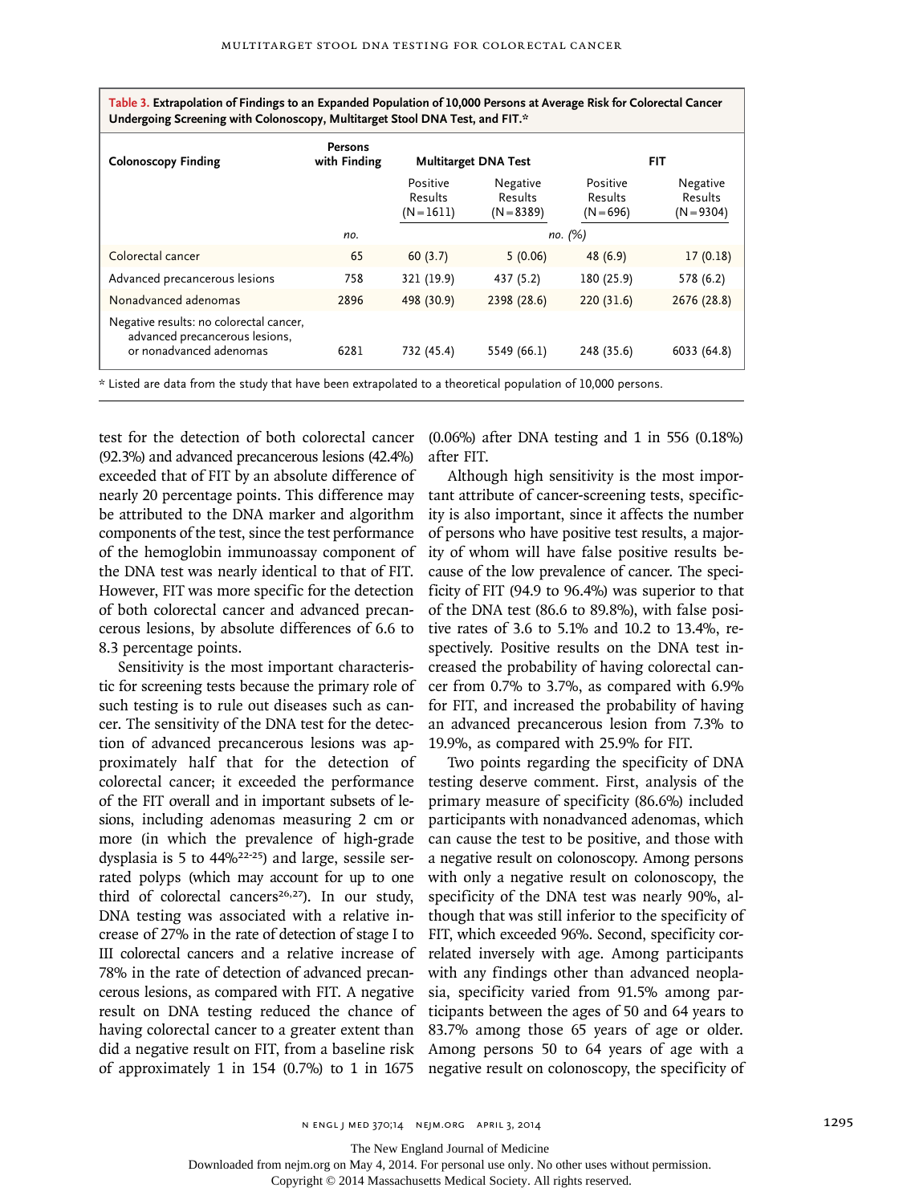**Table 3. Extrapolation of Findings to an Expanded Population of 10,000 Persons at Average Risk for Colorectal Cancer Undergoing Screening with Colonoscopy, Multitarget Stool DNA Test, and FIT.***

| Colonoscopy Finding | Persons with Finding | Multitarget DNA Test | | FIT | |
|---|---|---|---|---|---|
| | | Positive Results (N=1611) | Negative Results (N=8389) | Positive Results (N=696) | Negative Results (N=9304) |
| | *no.* | *no. (%)* | | | |
| Colorectal cancer | 65 | 60 (3.7) | 5 (0.06) | 48 (6.9) | 17 (0.18) |
| Advanced precancerous lesions | 758 | 321 (19.9) | 437 (5.2) | 180 (25.9) | 578 (6.2) |
| Nonadvanced adenomas | 2896 | 498 (30.9) | 2398 (28.6) | 220 (31.6) | 2676 (28.8) |
| Negative results: no colorectal cancer, advanced precancerous lesions, or nonadvanced adenomas | 6281 | 732 (45.4) | 5549 (66.1) | 248 (35.6) | 6033 (64.8) |

\* Listed are data from the study that have been extrapolated to a theoretical population of 10,000 persons.

test for the detection of both colorectal cancer (92.3%) and advanced precancerous lesions (42.4%) exceeded that of FIT by an absolute difference of nearly 20 percentage points. This difference may be attributed to the DNA marker and algorithm components of the test, since the test performance of the hemoglobin immunoassay component of the DNA test was nearly identical to that of FIT. However, FIT was more specific for the detection of both colorectal cancer and advanced precancerous lesions, by absolute differences of 6.6 to 8.3 percentage points.

Sensitivity is the most important characteristic for screening tests because the primary role of such testing is to rule out diseases such as cancer. The sensitivity of the DNA test for the detection of advanced precancerous lesions was approximately half that for the detection of colorectal cancer; it exceeded the performance of the FIT overall and in important subsets of lesions, including adenomas measuring 2 cm or more (in which the prevalence of high-grade dysplasia is 5 to 44%[22-25]) and large, sessile serrated polyps (which may account for up to one third of colorectal cancers[26,27]). In our study, DNA testing was associated with a relative increase of 27% in the rate of detection of stage I to III colorectal cancers and a relative increase of 78% in the rate of detection of advanced precancerous lesions, as compared with FIT. A negative result on DNA testing reduced the chance of having colorectal cancer to a greater extent than did a negative result on FIT, from a baseline risk of approximately 1 in 154 (0.7%) to 1 in 1675 (0.06%) after DNA testing and 1 in 556 (0.18%) after FIT.

Although high sensitivity is the most important attribute of cancer-screening tests, specificity is also important, since it affects the number of persons who have positive test results, a majority of whom will have false positive results because of the low prevalence of cancer. The specificity of FIT (94.9 to 96.4%) was superior to that of the DNA test (86.6 to 89.8%), with false positive rates of 3.6 to 5.1% and 10.2 to 13.4%, respectively. Positive results on the DNA test increased the probability of having colorectal cancer from 0.7% to 3.7%, as compared with 6.9% for FIT, and increased the probability of having an advanced precancerous lesion from 7.3% to 19.9%, as compared with 25.9% for FIT.

Two points regarding the specificity of DNA testing deserve comment. First, analysis of the primary measure of specificity (86.6%) included participants with nonadvanced adenomas, which can cause the test to be positive, and those with a negative result on colonoscopy. Among persons with only a negative result on colonoscopy, the specificity of the DNA test was nearly 90%, although that was still inferior to the specificity of FIT, which exceeded 96%. Second, specificity correlated inversely with age. Among participants with any findings other than advanced neoplasia, specificity varied from 91.5% among participants between the ages of 50 and 64 years to 83.7% among those 65 years of age or older. Among persons 50 to 64 years of age with a negative result on colonoscopy, the specificity of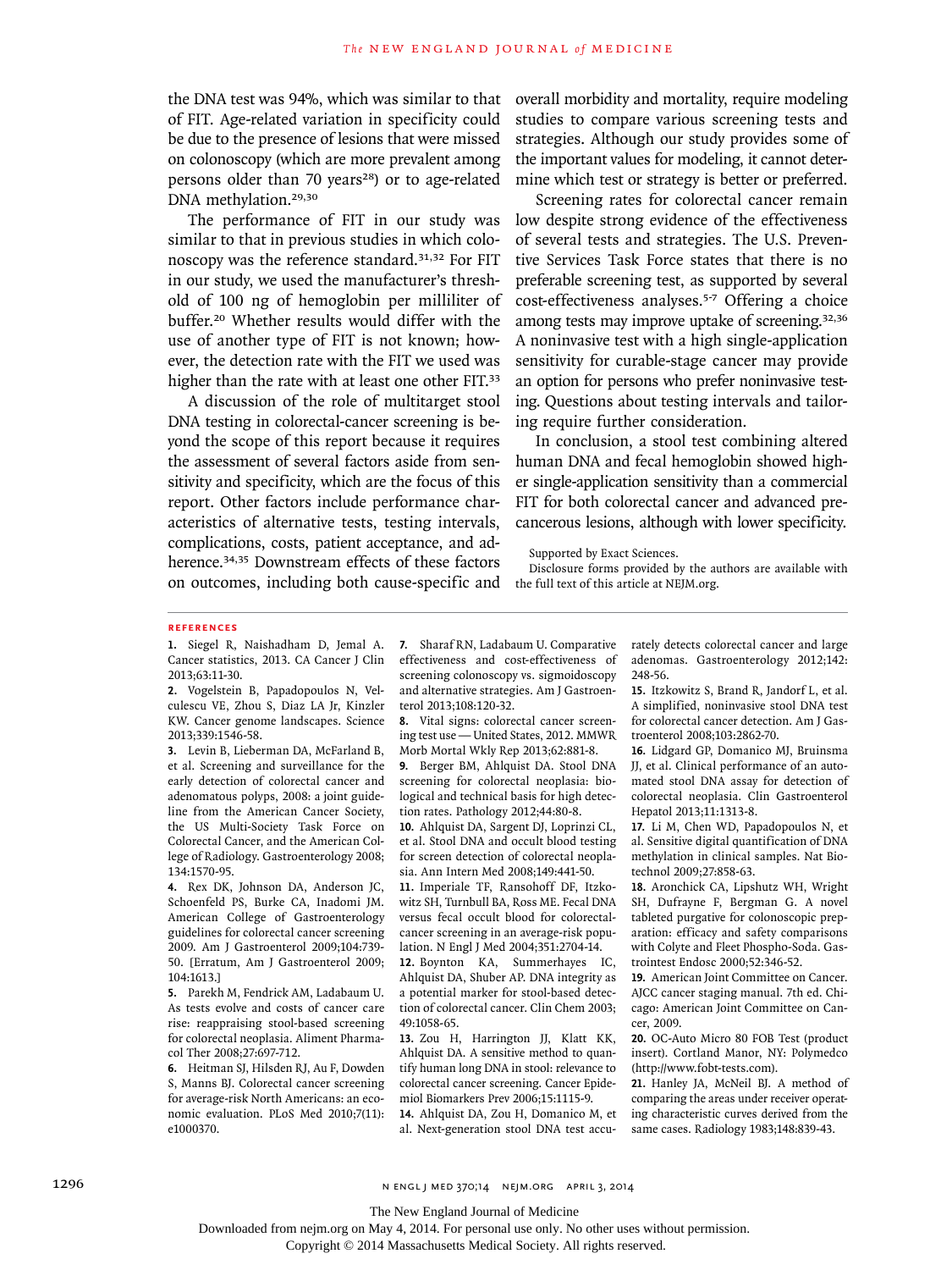the DNA test was 94%, which was similar to that of FIT. Age-related variation in specificity could be due to the presence of lesions that were missed on colonoscopy (which are more prevalent among persons older than 70 years[28]) or to age-related DNA methylation.[29,30]

The performance of FIT in our study was similar to that in previous studies in which colonoscopy was the reference standard.[31,32] For FIT in our study, we used the manufacturer's threshold of 100 ng of hemoglobin per milliliter of buffer.[20] Whether results would differ with the use of another type of FIT is not known; however, the detection rate with the FIT we used was higher than the rate with at least one other FIT.[33]

A discussion of the role of multitarget stool DNA testing in colorectal-cancer screening is beyond the scope of this report because it requires the assessment of several factors aside from sensitivity and specificity, which are the focus of this report. Other factors include performance characteristics of alternative tests, testing intervals, complications, costs, patient acceptance, and adherence.[34,35] Downstream effects of these factors on outcomes, including both cause-specific and overall morbidity and mortality, require modeling studies to compare various screening tests and strategies. Although our study provides some of the important values for modeling, it cannot determine which test or strategy is better or preferred.

Screening rates for colorectal cancer remain low despite strong evidence of the effectiveness of several tests and strategies. The U.S. Preventive Services Task Force states that there is no preferable screening test, as supported by several cost-effectiveness analyses.[5-7] Offering a choice among tests may improve uptake of screening.[32,36] A noninvasive test with a high single-application sensitivity for curable-stage cancer may provide an option for persons who prefer noninvasive testing. Questions about testing intervals and tailoring require further consideration.

In conclusion, a stool test combining altered human DNA and fecal hemoglobin showed higher single-application sensitivity than a commercial FIT for both colorectal cancer and advanced precancerous lesions, although with lower specificity.

Supported by Exact Sciences.

Disclosure forms provided by the authors are available with the full text of this article at NEJM.org.

## References

1. Siegel R, Naishadham D, Jemal A. Cancer statistics, 2013. CA Cancer J Clin 2013;63:11-30.
2. Vogelstein B, Papadopoulos N, Velculescu VE, Zhou S, Diaz LA Jr, Kinzler KW. Cancer genome landscapes. Science 2013;339:1546-58.
3. Levin B, Lieberman DA, McFarland B, et al. Screening and surveillance for the early detection of colorectal cancer and adenomatous polyps, 2008: a joint guideline from the American Cancer Society, the US Multi-Society Task Force on Colorectal Cancer, and the American College of Radiology. Gastroenterology 2008; 134:1570-95.
4. Rex DK, Johnson DA, Anderson JC, Schoenfeld PS, Burke CA, Inadomi JM. American College of Gastroenterology guidelines for colorectal cancer screening 2009. Am J Gastroenterol 2009;104:739-50. [Erratum, Am J Gastroenterol 2009; 104:1613.]
5. Parekh M, Fendrick AM, Ladabaum U. As tests evolve and costs of cancer care rise: reappraising stool-based screening for colorectal neoplasia. Aliment Pharmacol Ther 2008;27:697-712.
6. Heitman SJ, Hilsden RJ, Au F, Dowden S, Manns BJ. Colorectal cancer screening for average-risk North Americans: an economic evaluation. PLoS Med 2010;7(11): e1000370.
7. Sharaf RN, Ladabaum U. Comparative effectiveness and cost-effectiveness of screening colonoscopy vs. sigmoidoscopy and alternative strategies. Am J Gastroenterol 2013;108:120-32.
8. Vital signs: colorectal cancer screening test use — United States, 2012. MMWR Morb Mortal Wkly Rep 2013;62:881-8.
9. Berger BM, Ahlquist DA. Stool DNA screening for colorectal neoplasia: biological and technical basis for high detection rates. Pathology 2012;44:80-8.
10. Ahlquist DA, Sargent DJ, Loprinzi CL, et al. Stool DNA and occult blood testing for screen detection of colorectal neoplasia. Ann Intern Med 2008;149:441-50.
11. Imperiale TF, Ransohoff DF, Itzkowitz SH, Turnbull BA, Ross ME. Fecal DNA versus fecal occult blood for colorectal-cancer screening in an average-risk population. N Engl J Med 2004;351:2704-14.
12. Boynton KA, Summerhayes IC, Ahlquist DA, Shuber AP. DNA integrity as a potential marker for stool-based detection of colorectal cancer. Clin Chem 2003; 49:1058-65.
13. Zou H, Harrington JJ, Klatt KK, Ahlquist DA. A sensitive method to quantify human long DNA in stool: relevance to colorectal cancer screening. Cancer Epidemiol Biomarkers Prev 2006;15:1115-9.
14. Ahlquist DA, Zou H, Domanico M, et al. Next-generation stool DNA test accurately detects colorectal cancer and large adenomas. Gastroenterology 2012;142: 248-56.
15. Itzkowitz S, Brand R, Jandorf L, et al. A simplified, noninvasive stool DNA test for colorectal cancer detection. Am J Gastroenterol 2008;103:2862-70.
16. Lidgard GP, Domanico MJ, Bruinsma JJ, et al. Clinical performance of an automated stool DNA assay for detection of colorectal neoplasia. Clin Gastroenterol Hepatol 2013;11:1313-8.
17. Li M, Chen WD, Papadopoulos N, et al. Sensitive digital quantification of DNA methylation in clinical samples. Nat Biotechnol 2009;27:858-63.
18. Aronchick CA, Lipshutz WH, Wright SH, Dufrayne F, Bergman G. A novel tableted purgative for colonoscopic preparation: efficacy and safety comparisons with Colyte and Fleet Phospho-Soda. Gastrointest Endosc 2000;52:346-52.
19. American Joint Committee on Cancer. AJCC cancer staging manual. 7th ed. Chicago: American Joint Committee on Cancer, 2009.
20. OC-Auto Micro 80 FOB Test (product insert). Cortland Manor, NY: Polymedco (http://www.fobt-tests.com).
21. Hanley JA, McNeil BJ. A method of comparing the areas under receiver operating characteristic curves derived from the same cases. Radiology 1983;148:839-43.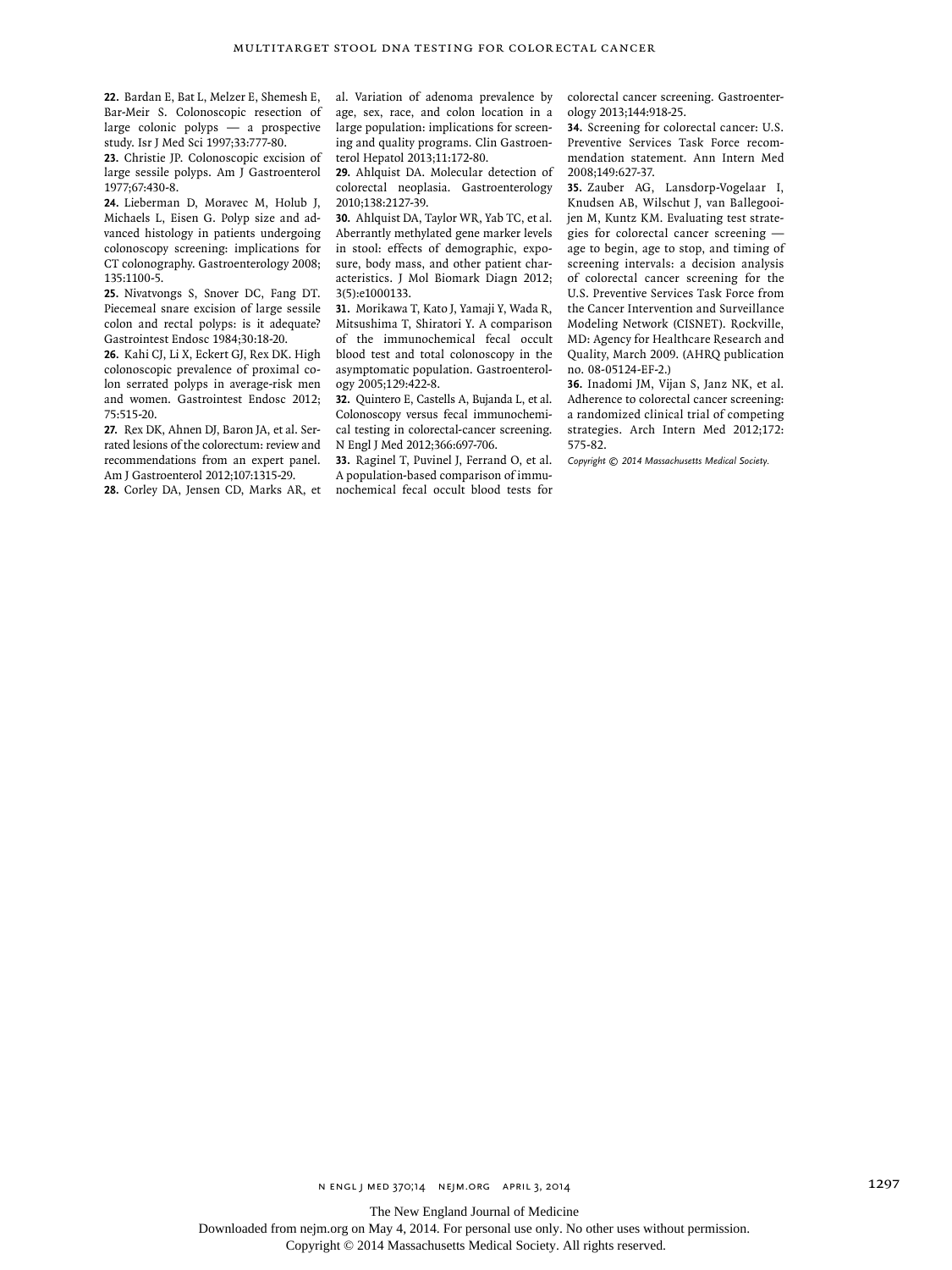**22.** Bardan E, Bat L, Melzer E, Shemesh E, Bar-Meir S. Colonoscopic resection of large colonic polyps — a prospective study. Isr J Med Sci 1997;33:777-80.

**23.** Christie JP. Colonoscopic excision of large sessile polyps. Am J Gastroenterol 1977;67:430-8.

**24.** Lieberman D, Moravec M, Holub J, Michaels L, Eisen G. Polyp size and advanced histology in patients undergoing colonoscopy screening: implications for CT colonography. Gastroenterology 2008; 135:1100-5.

**25.** Nivatvongs S, Snover DC, Fang DT. Piecemeal snare excision of large sessile colon and rectal polyps: is it adequate? Gastrointest Endosc 1984;30:18-20.

**26.** Kahi CJ, Li X, Eckert GJ, Rex DK. High colonoscopic prevalence of proximal colon serrated polyps in average-risk men and women. Gastrointest Endosc 2012; 75:515-20.

**27.** Rex DK, Ahnen DJ, Baron JA, et al. Serrated lesions of the colorectum: review and recommendations from an expert panel. Am J Gastroenterol 2012;107:1315-29.

**28.** Corley DA, Jensen CD, Marks AR, et al. Variation of adenoma prevalence by age, sex, race, and colon location in a large population: implications for screening and quality programs. Clin Gastroenterol Hepatol 2013;11:172-80.

**29.** Ahlquist DA. Molecular detection of colorectal neoplasia. Gastroenterology 2010;138:2127-39.

**30.** Ahlquist DA, Taylor WR, Yab TC, et al. Aberrantly methylated gene marker levels in stool: effects of demographic, exposure, body mass, and other patient characteristics. J Mol Biomark Diagn 2012; 3(5):e1000133.

**31.** Morikawa T, Kato J, Yamaji Y, Wada R, Mitsushima T, Shiratori Y. A comparison of the immunochemical fecal occult blood test and total colonoscopy in the asymptomatic population. Gastroenterology 2005;129:422-8.

**32.** Quintero E, Castells A, Bujanda L, et al. Colonoscopy versus fecal immunochemical testing in colorectal-cancer screening. N Engl J Med 2012;366:697-706.

**33.** Raginel T, Puvinel J, Ferrand O, et al. A population-based comparison of immunochemical fecal occult blood tests for colorectal cancer screening. Gastroenterology 2013;144:918-25.

**34.** Screening for colorectal cancer: U.S. Preventive Services Task Force recommendation statement. Ann Intern Med 2008;149:627-37.

**35.** Zauber AG, Lansdorp-Vogelaar I, Knudsen AB, Wilschut J, van Ballegooijen M, Kuntz KM. Evaluating test strategies for colorectal cancer screening — age to begin, age to stop, and timing of screening intervals: a decision analysis of colorectal cancer screening for the U.S. Preventive Services Task Force from the Cancer Intervention and Surveillance Modeling Network (CISNET). Rockville, MD: Agency for Healthcare Research and Quality, March 2009. (AHRQ publication no. 08-05124-EF-2.)

**36.** Inadomi JM, Vijan S, Janz NK, et al. Adherence to colorectal cancer screening: a randomized clinical trial of competing strategies. Arch Intern Med 2012;172: 575-82.

*Copyright © 2014 Massachusetts Medical Society.*